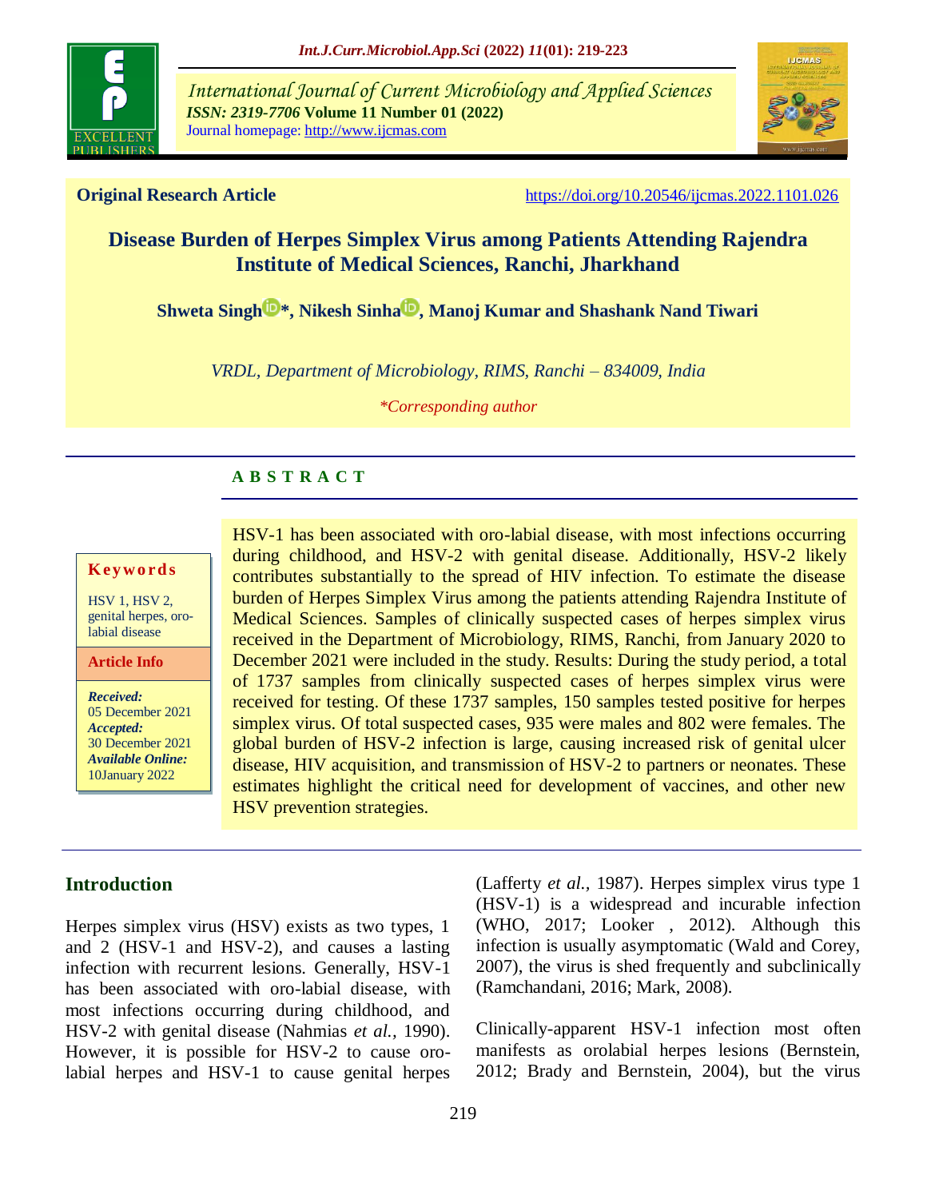**Original Research Article** https://doi.org/10.20546/ijcmas.2022.1101.026

# Disease Burden of Herpes Simplex Virus among Patients Attending Rajendra Institute of Medical Sciences, Ranchi, Jharkhand

**Shweta Singh*, Nikesh Sinha, Manoj Kumar and Shashank Nand Tiwari**

*VRDL, Department of Microbiology, RIMS, Ranchi – 834009, India*

*\*Corresponding author*

## ABSTRACT

**Keywords**

HSV 1, HSV 2, genital herpes, oro-labial disease

**Article Info**

***Received:*** 05 December 2021
***Accepted:*** 30 December 2021
***Available Online:*** 10January 2022

HSV-1 has been associated with oro-labial disease, with most infections occurring during childhood, and HSV-2 with genital disease. Additionally, HSV-2 likely contributes substantially to the spread of HIV infection. To estimate the disease burden of Herpes Simplex Virus among the patients attending Rajendra Institute of Medical Sciences. Samples of clinically suspected cases of herpes simplex virus received in the Department of Microbiology, RIMS, Ranchi, from January 2020 to December 2021 were included in the study. Results: During the study period, a total of 1737 samples from clinically suspected cases of herpes simplex virus were received for testing. Of these 1737 samples, 150 samples tested positive for herpes simplex virus. Of total suspected cases, 935 were males and 802 were females. The global burden of HSV-2 infection is large, causing increased risk of genital ulcer disease, HIV acquisition, and transmission of HSV-2 to partners or neonates. These estimates highlight the critical need for development of vaccines, and other new HSV prevention strategies.

## Introduction

Herpes simplex virus (HSV) exists as two types, 1 and 2 (HSV-1 and HSV-2), and causes a lasting infection with recurrent lesions. Generally, HSV-1 has been associated with oro-labial disease, with most infections occurring during childhood, and HSV-2 with genital disease (Nahmias *et al.,* 1990). However, it is possible for HSV-2 to cause oro-labial herpes and HSV-1 to cause genital herpes (Lafferty *et al.,* 1987). Herpes simplex virus type 1 (HSV-1) is a widespread and incurable infection (WHO, 2017; Looker , 2012). Although this infection is usually asymptomatic (Wald and Corey, 2007), the virus is shed frequently and subclinically (Ramchandani, 2016; Mark, 2008).

Clinically-apparent HSV-1 infection most often manifests as orolabial herpes lesions (Bernstein, 2012; Brady and Bernstein, 2004), but the virus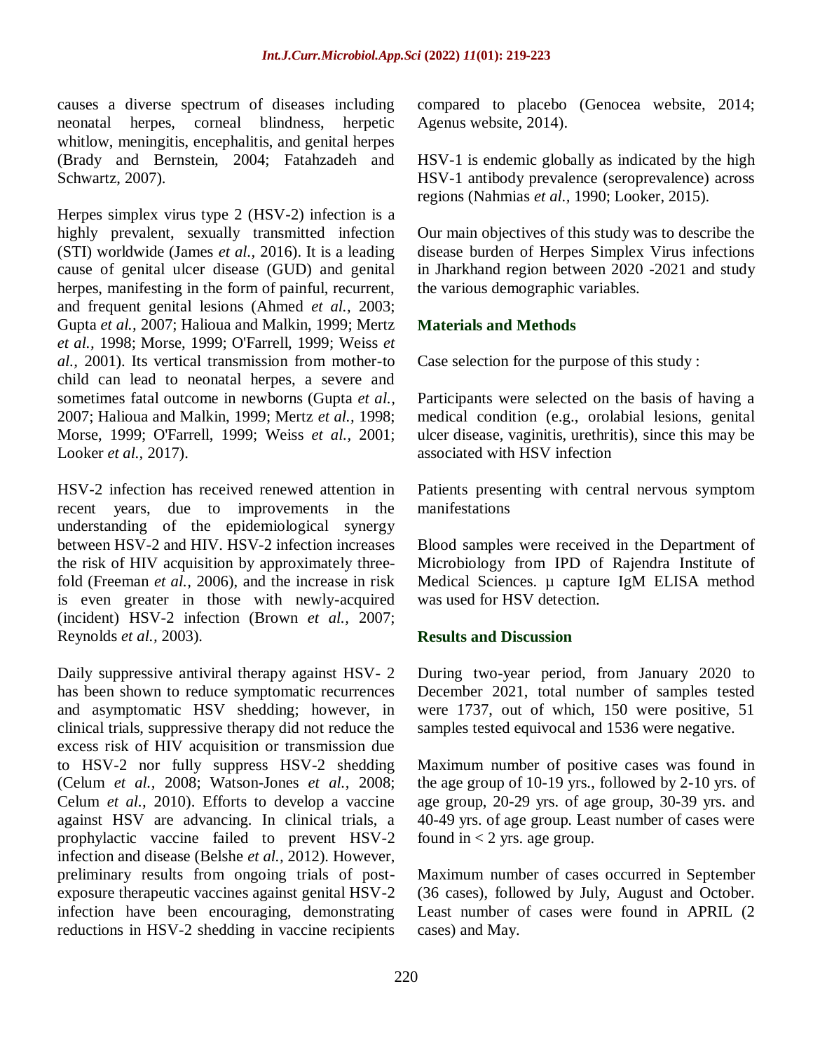causes a diverse spectrum of diseases including neonatal herpes, corneal blindness, herpetic whitlow, meningitis, encephalitis, and genital herpes (Brady and Bernstein, 2004; Fatahzadeh and Schwartz, 2007).

Herpes simplex virus type 2 (HSV-2) infection is a highly prevalent, sexually transmitted infection (STI) worldwide (James *et al.,* 2016). It is a leading cause of genital ulcer disease (GUD) and genital herpes, manifesting in the form of painful, recurrent, and frequent genital lesions (Ahmed *et al.,* 2003; Gupta *et al.,* 2007; Halioua and Malkin, 1999; Mertz *et al.,* 1998; Morse, 1999; O'Farrell, 1999; Weiss *et al.,* 2001). Its vertical transmission from mother-to child can lead to neonatal herpes, a severe and sometimes fatal outcome in newborns (Gupta *et al.,* 2007; Halioua and Malkin, 1999; Mertz *et al.,* 1998; Morse, 1999; O'Farrell, 1999; Weiss *et al.,* 2001; Looker *et al.,* 2017).

HSV-2 infection has received renewed attention in recent years, due to improvements in the understanding of the epidemiological synergy between HSV-2 and HIV. HSV-2 infection increases the risk of HIV acquisition by approximately three-fold (Freeman *et al.,* 2006), and the increase in risk is even greater in those with newly-acquired (incident) HSV-2 infection (Brown *et al.,* 2007; Reynolds *et al.,* 2003).

Daily suppressive antiviral therapy against HSV- 2 has been shown to reduce symptomatic recurrences and asymptomatic HSV shedding; however, in clinical trials, suppressive therapy did not reduce the excess risk of HIV acquisition or transmission due to HSV-2 nor fully suppress HSV-2 shedding (Celum *et al.,* 2008; Watson-Jones *et al.,* 2008; Celum *et al.,* 2010). Efforts to develop a vaccine against HSV are advancing. In clinical trials, a prophylactic vaccine failed to prevent HSV-2 infection and disease (Belshe *et al.,* 2012). However, preliminary results from ongoing trials of post-exposure therapeutic vaccines against genital HSV-2 infection have been encouraging, demonstrating reductions in HSV-2 shedding in vaccine recipients compared to placebo (Genocea website, 2014; Agenus website, 2014).

HSV-1 is endemic globally as indicated by the high HSV-1 antibody prevalence (seroprevalence) across regions (Nahmias *et al.,* 1990; Looker, 2015).

Our main objectives of this study was to describe the disease burden of Herpes Simplex Virus infections in Jharkhand region between 2020 -2021 and study the various demographic variables.

## Materials and Methods

Case selection for the purpose of this study :

Participants were selected on the basis of having a medical condition (e.g., orolabial lesions, genital ulcer disease, vaginitis, urethritis), since this may be associated with HSV infection

Patients presenting with central nervous symptom manifestations

Blood samples were received in the Department of Microbiology from IPD of Rajendra Institute of Medical Sciences. µ capture IgM ELISA method was used for HSV detection.

## Results and Discussion

During two-year period, from January 2020 to December 2021, total number of samples tested were 1737, out of which, 150 were positive, 51 samples tested equivocal and 1536 were negative.

Maximum number of positive cases was found in the age group of 10-19 yrs., followed by 2-10 yrs. of age group, 20-29 yrs. of age group, 30-39 yrs. and 40-49 yrs. of age group. Least number of cases were found in < 2 yrs. age group.

Maximum number of cases occurred in September (36 cases), followed by July, August and October. Least number of cases were found in APRIL (2 cases) and May.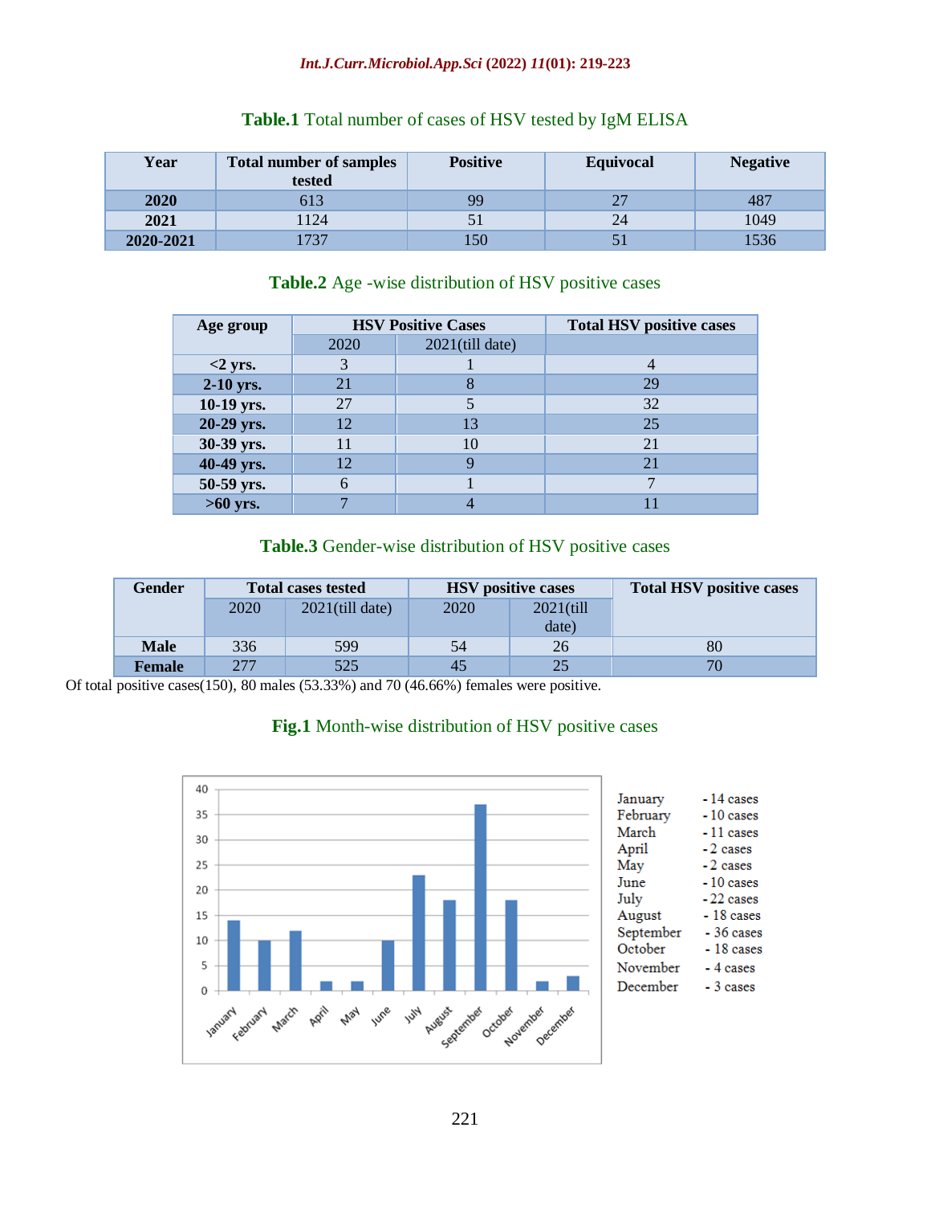**Table.1** Total number of cases of HSV tested by IgM ELISA

| Year | Total number of samples tested | Positive | Equivocal | Negative |
|---|---|---|---|---|
| **2020** | 613 | 99 | 27 | 487 |
| **2021** | 1124 | 51 | 24 | 1049 |
| **2020-2021** | 1737 | 150 | 51 | 1536 |

**Table.2** Age -wise distribution of HSV positive cases

| Age group | HSV Positive Cases | | Total HSV positive cases |
|---|---|---|---|
| | 2020 | 2021(till date) | |
| **<2 yrs.** | 3 | 1 | 4 |
| **2-10 yrs.** | 21 | 8 | 29 |
| **10-19 yrs.** | 27 | 5 | 32 |
| **20-29 yrs.** | 12 | 13 | 25 |
| **30-39 yrs.** | 11 | 10 | 21 |
| **40-49 yrs.** | 12 | 9 | 21 |
| **50-59 yrs.** | 6 | 1 | 7 |
| **>60 yrs.** | 7 | 4 | 11 |

**Table.3** Gender-wise distribution of HSV positive cases

| Gender | Total cases tested | | HSV positive cases | | Total HSV positive cases |
|---|---|---|---|---|---|
| | 2020 | 2021(till date) | 2020 | 2021(till date) | |
| **Male** | 336 | 599 | 54 | 26 | 80 |
| **Female** | 277 | 525 | 45 | 25 | 70 |

Of total positive cases(150), 80 males (53.33%) and 70 (46.66%) females were positive.

**Fig.1** Month-wise distribution of HSV positive cases

January - 14 cases
February - 10 cases
March - 11 cases
April - 2 cases
May - 2 cases
June - 10 cases
July - 22 cases
August - 18 cases
September - 36 cases
October - 18 cases
November - 4 cases
December - 3 cases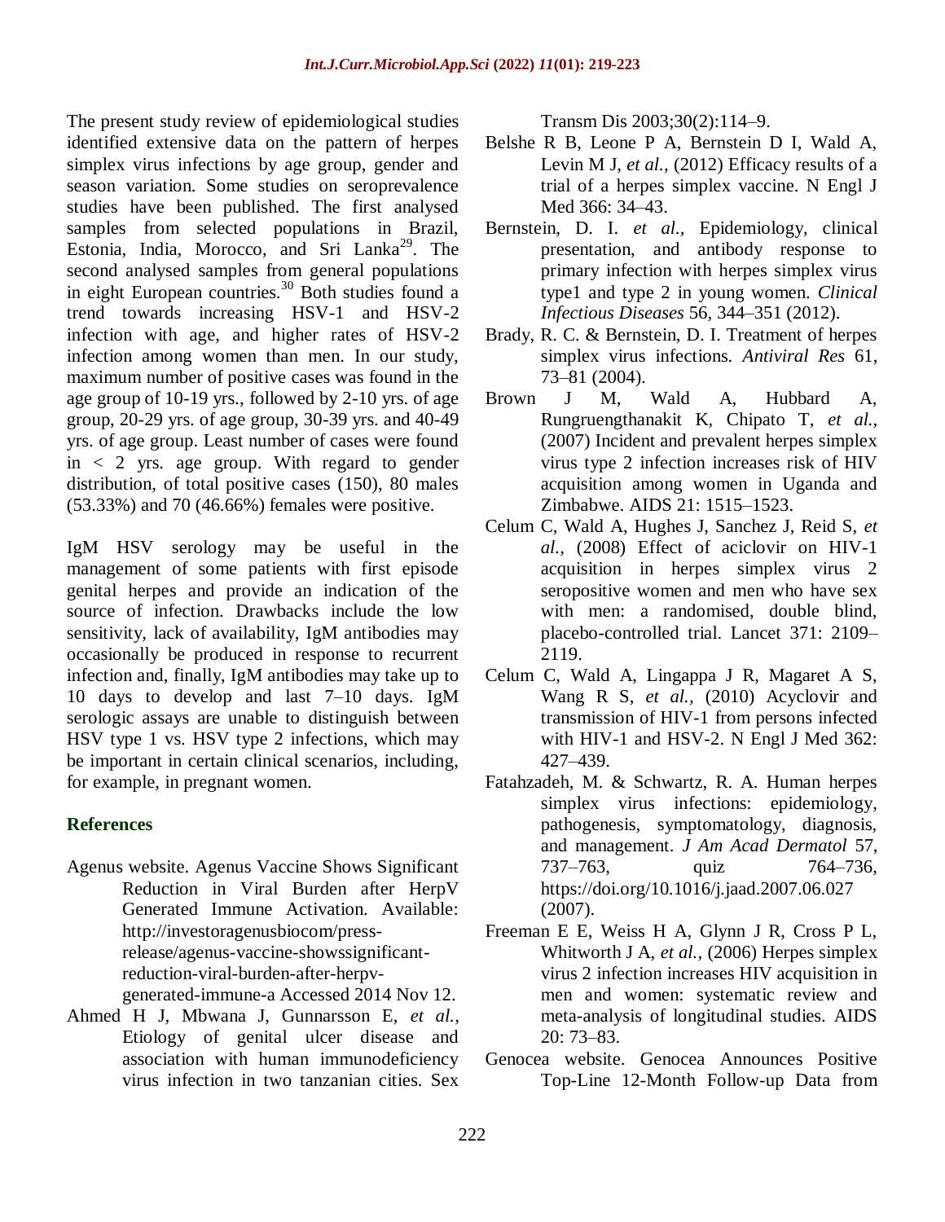The present study review of epidemiological studies identified extensive data on the pattern of herpes simplex virus infections by age group, gender and season variation. Some studies on seroprevalence studies have been published. The first analysed samples from selected populations in Brazil, Estonia, India, Morocco, and Sri Lanka[29]. The second analysed samples from general populations in eight European countries.[30] Both studies found a trend towards increasing HSV-1 and HSV-2 infection with age, and higher rates of HSV-2 infection among women than men. In our study, maximum number of positive cases was found in the age group of 10-19 yrs., followed by 2-10 yrs. of age group, 20-29 yrs. of age group, 30-39 yrs. and 40-49 yrs. of age group. Least number of cases were found in < 2 yrs. age group. With regard to gender distribution, of total positive cases (150), 80 males (53.33%) and 70 (46.66%) females were positive.

IgM HSV serology may be useful in the management of some patients with first episode genital herpes and provide an indication of the source of infection. Drawbacks include the low sensitivity, lack of availability, IgM antibodies may occasionally be produced in response to recurrent infection and, finally, IgM antibodies may take up to 10 days to develop and last 7–10 days. IgM serologic assays are unable to distinguish between HSV type 1 vs. HSV type 2 infections, which may be important in certain clinical scenarios, including, for example, in pregnant women.

## References

Agenus website. Agenus Vaccine Shows Significant Reduction in Viral Burden after HerpV Generated Immune Activation. Available: http://investoragenusbiocom/press-release/agenus-vaccine-showssignificant-reduction-viral-burden-after-herpv-generated-immune-a Accessed 2014 Nov 12.

Ahmed H J, Mbwana J, Gunnarsson E, *et al.,* Etiology of genital ulcer disease and association with human immunodeficiency virus infection in two tanzanian cities. Sex Transm Dis 2003;30(2):114–9.

Belshe R B, Leone P A, Bernstein D I, Wald A, Levin M J, *et al.,* (2012) Efficacy results of a trial of a herpes simplex vaccine. N Engl J Med 366: 34–43.

Bernstein, D. I. *et al.,* Epidemiology, clinical presentation, and antibody response to primary infection with herpes simplex virus type1 and type 2 in young women. *Clinical Infectious Diseases* 56, 344–351 (2012).

Brady, R. C. & Bernstein, D. I. Treatment of herpes simplex virus infections. *Antiviral Res* 61, 73–81 (2004).

Brown J M, Wald A, Hubbard A, Rungruengthanakit K, Chipato T, *et al.,* (2007) Incident and prevalent herpes simplex virus type 2 infection increases risk of HIV acquisition among women in Uganda and Zimbabwe. AIDS 21: 1515–1523.

Celum C, Wald A, Hughes J, Sanchez J, Reid S, *et al.,* (2008) Effect of aciclovir on HIV-1 acquisition in herpes simplex virus 2 seropositive women and men who have sex with men: a randomised, double blind, placebo-controlled trial. Lancet 371: 2109–2119.

Celum C, Wald A, Lingappa J R, Magaret A S, Wang R S, *et al.,* (2010) Acyclovir and transmission of HIV-1 from persons infected with HIV-1 and HSV-2. N Engl J Med 362: 427–439.

Fatahzadeh, M. & Schwartz, R. A. Human herpes simplex virus infections: epidemiology, pathogenesis, symptomatology, diagnosis, and management. *J Am Acad Dermatol* 57, 737–763, quiz 764–736, https://doi.org/10.1016/j.jaad.2007.06.027 (2007).

Freeman E E, Weiss H A, Glynn J R, Cross P L, Whitworth J A, *et al.,* (2006) Herpes simplex virus 2 infection increases HIV acquisition in men and women: systematic review and meta-analysis of longitudinal studies. AIDS 20: 73–83.

Genocea website. Genocea Announces Positive Top-Line 12-Month Follow-up Data from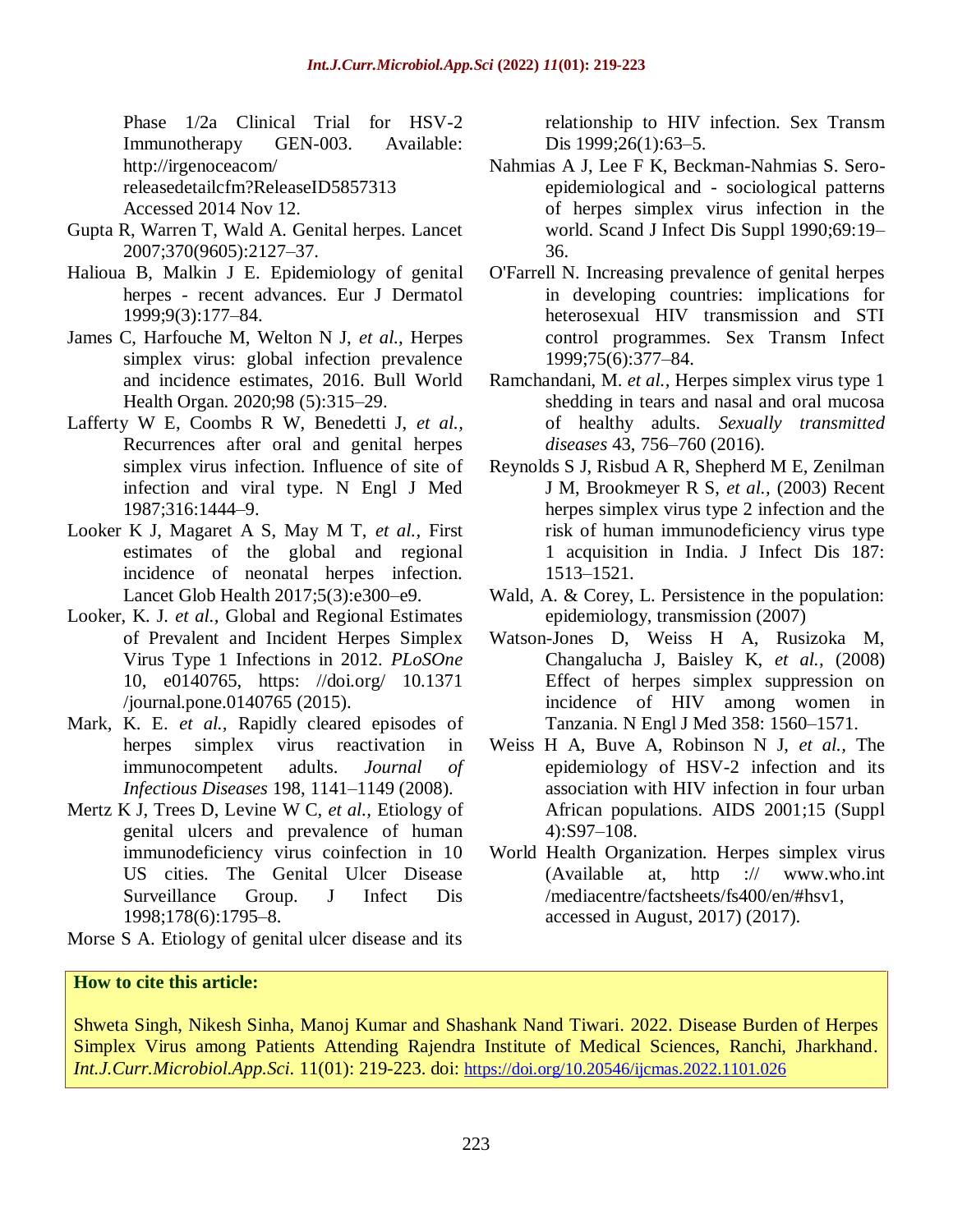Phase 1/2a Clinical Trial for HSV-2 Immunotherapy GEN-003. Available: http://irgenoceacom/ releasedetailcfm?ReleaseID5857313 Accessed 2014 Nov 12.

Gupta R, Warren T, Wald A. Genital herpes. Lancet 2007;370(9605):2127–37.

Halioua B, Malkin J E. Epidemiology of genital herpes - recent advances. Eur J Dermatol 1999;9(3):177–84.

James C, Harfouche M, Welton N J, *et al.,* Herpes simplex virus: global infection prevalence and incidence estimates, 2016. Bull World Health Organ. 2020;98 (5):315–29.

Lafferty W E, Coombs R W, Benedetti J, *et al.,* Recurrences after oral and genital herpes simplex virus infection. Influence of site of infection and viral type. N Engl J Med 1987;316:1444–9.

Looker K J, Magaret A S, May M T, *et al.,* First estimates of the global and regional incidence of neonatal herpes infection. Lancet Glob Health 2017;5(3):e300–e9.

Looker, K. J. *et al.,* Global and Regional Estimates of Prevalent and Incident Herpes Simplex Virus Type 1 Infections in 2012. *PLoSOne* 10, e0140765, https: //doi.org/ 10.1371 /journal.pone.0140765 (2015).

Mark, K. E. *et al.,* Rapidly cleared episodes of herpes simplex virus reactivation in immunocompetent adults. *Journal of Infectious Diseases* 198, 1141–1149 (2008).

Mertz K J, Trees D, Levine W C, *et al.,* Etiology of genital ulcers and prevalence of human immunodeficiency virus coinfection in 10 US cities. The Genital Ulcer Disease Surveillance Group. J Infect Dis 1998;178(6):1795–8.

Morse S A. Etiology of genital ulcer disease and its relationship to HIV infection. Sex Transm Dis 1999;26(1):63–5.

Nahmias A J, Lee F K, Beckman-Nahmias S. Sero-epidemiological and - sociological patterns of herpes simplex virus infection in the world. Scand J Infect Dis Suppl 1990;69:19–36.

O'Farrell N. Increasing prevalence of genital herpes in developing countries: implications for heterosexual HIV transmission and STI control programmes. Sex Transm Infect 1999;75(6):377–84.

Ramchandani, M. *et al.,* Herpes simplex virus type 1 shedding in tears and nasal and oral mucosa of healthy adults. *Sexually transmitted diseases* 43, 756–760 (2016).

Reynolds S J, Risbud A R, Shepherd M E, Zenilman J M, Brookmeyer R S, *et al.,* (2003) Recent herpes simplex virus type 2 infection and the risk of human immunodeficiency virus type 1 acquisition in India. J Infect Dis 187: 1513–1521.

Wald, A. & Corey, L. Persistence in the population: epidemiology, transmission (2007)

Watson-Jones D, Weiss H A, Rusizoka M, Changalucha J, Baisley K, *et al.,* (2008) Effect of herpes simplex suppression on incidence of HIV among women in Tanzania. N Engl J Med 358: 1560–1571.

Weiss H A, Buve A, Robinson N J, *et al.,* The epidemiology of HSV-2 infection and its association with HIV infection in four urban African populations. AIDS 2001;15 (Suppl 4):S97–108.

World Health Organization. Herpes simplex virus (Available at, http :// www.who.int /mediacentre/factsheets/fs400/en/#hsv1, accessed in August, 2017) (2017).

**How to cite this article:**

Shweta Singh, Nikesh Sinha, Manoj Kumar and Shashank Nand Tiwari. 2022. Disease Burden of Herpes Simplex Virus among Patients Attending Rajendra Institute of Medical Sciences, Ranchi, Jharkhand. *Int.J.Curr.Microbiol.App.Sci.* 11(01): 219-223. doi: https://doi.org/10.20546/ijcmas.2022.1101.026